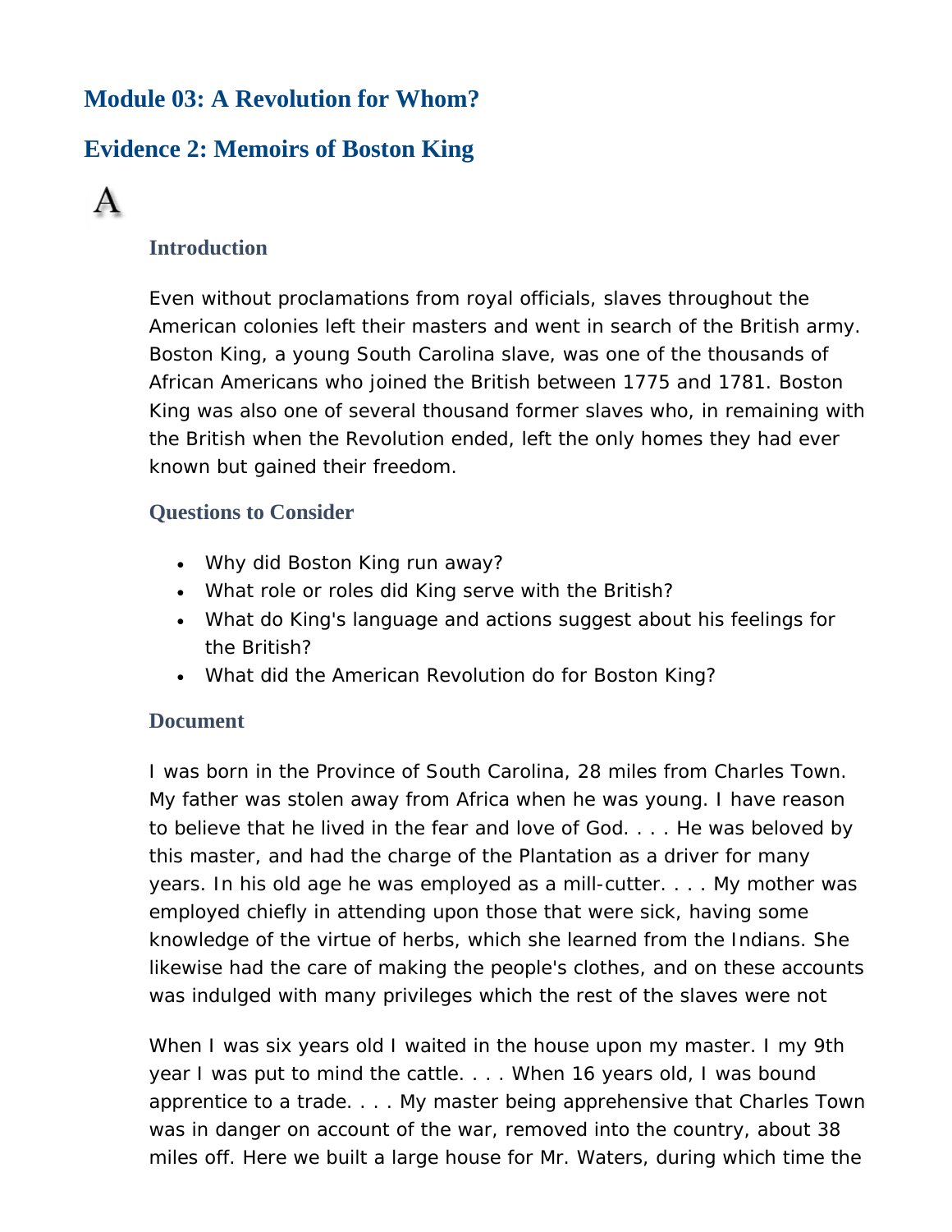# Module 03: A Revolution for Whom?

## Evidence 2: Memoirs of Boston King

A

### Introduction

Even without proclamations from royal officials, slaves throughout the American colonies left their masters and went in search of the British army. Boston King, a young South Carolina slave, was one of the thousands of African Americans who joined the British between 1775 and 1781. Boston King was also one of several thousand former slaves who, in remaining with the British when the Revolution ended, left the only homes they had ever known but gained their freedom.

### Questions to Consider

- Why did Boston King run away?
- What role or roles did King serve with the British?
- What do King's language and actions suggest about his feelings for the British?
- What did the American Revolution do for Boston King?

### Document

I was born in the Province of South Carolina, 28 miles from Charles Town. My father was stolen away from Africa when he was young. I have reason to believe that he lived in the fear and love of God. . . . He was beloved by this master, and had the charge of the Plantation as a driver for many years. In his old age he was employed as a mill-cutter. . . . My mother was employed chiefly in attending upon those that were sick, having some knowledge of the virtue of herbs, which she learned from the Indians. She likewise had the care of making the people's clothes, and on these accounts was indulged with many privileges which the rest of the slaves were not

When I was six years old I waited in the house upon my master. I my 9th year I was put to mind the cattle. . . . When 16 years old, I was bound apprentice to a trade. . . . My master being apprehensive that Charles Town was in danger on account of the war, removed into the country, about 38 miles off. Here we built a large house for Mr. Waters, during which time the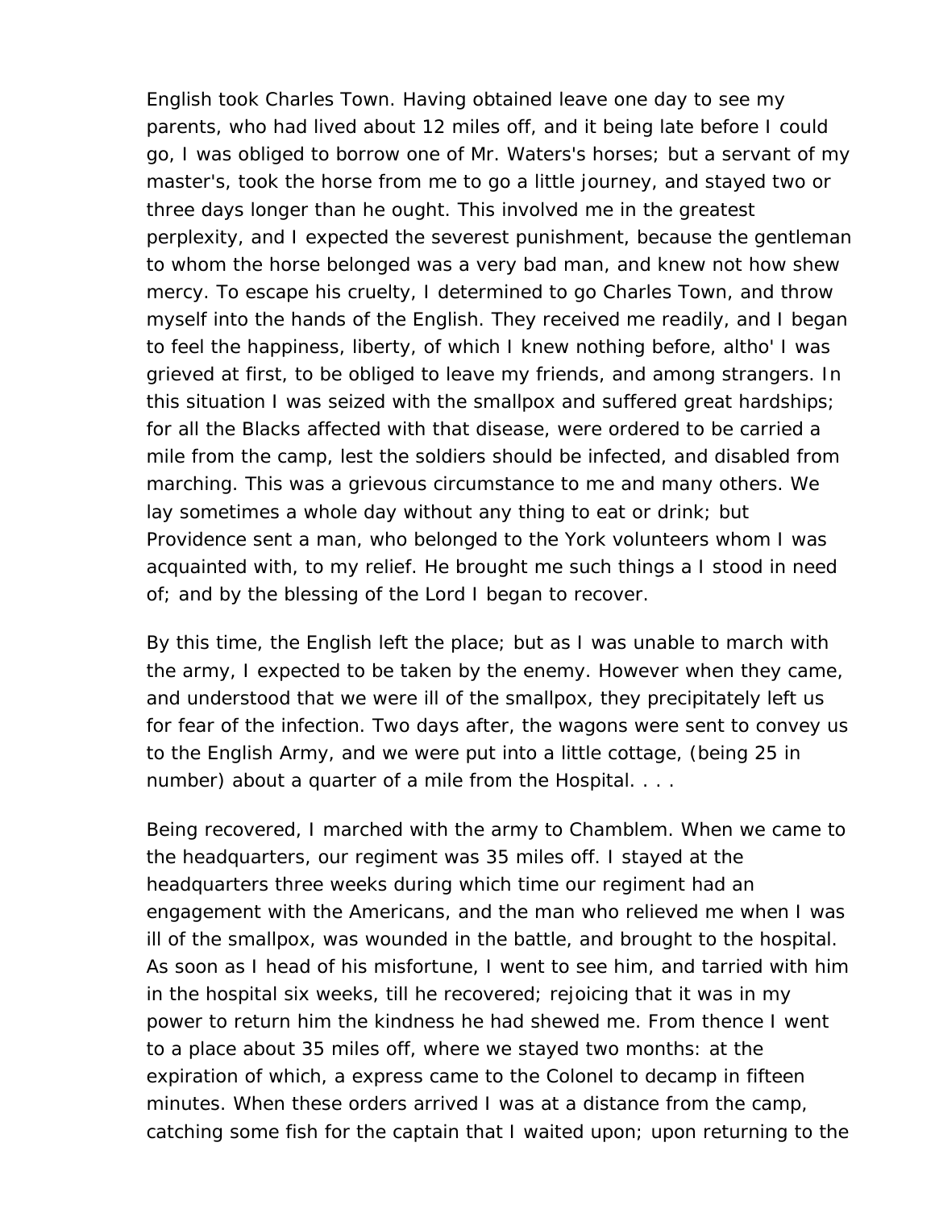English took Charles Town. Having obtained leave one day to see my parents, who had lived about 12 miles off, and it being late before I could go, I was obliged to borrow one of Mr. Waters's horses; but a servant of my master's, took the horse from me to go a little journey, and stayed two or three days longer than he ought. This involved me in the greatest perplexity, and I expected the severest punishment, because the gentleman to whom the horse belonged was a very bad man, and knew not how shew mercy. To escape his cruelty, I determined to go Charles Town, and throw myself into the hands of the English. They received me readily, and I began to feel the happiness, liberty, of which I knew nothing before, altho' I was grieved at first, to be obliged to leave my friends, and among strangers. In this situation I was seized with the smallpox and suffered great hardships; for all the Blacks affected with that disease, were ordered to be carried a mile from the camp, lest the soldiers should be infected, and disabled from marching. This was a grievous circumstance to me and many others. We lay sometimes a whole day without any thing to eat or drink; but Providence sent a man, who belonged to the York volunteers whom I was acquainted with, to my relief. He brought me such things a I stood in need of; and by the blessing of the Lord I began to recover.

By this time, the English left the place; but as I was unable to march with the army, I expected to be taken by the enemy. However when they came, and understood that we were ill of the smallpox, they precipitately left us for fear of the infection. Two days after, the wagons were sent to convey us to the English Army, and we were put into a little cottage, (being 25 in number) about a quarter of a mile from the Hospital. . . .

Being recovered, I marched with the army to Chamblem. When we came to the headquarters, our regiment was 35 miles off. I stayed at the headquarters three weeks during which time our regiment had an engagement with the Americans, and the man who relieved me when I was ill of the smallpox, was wounded in the battle, and brought to the hospital. As soon as I head of his misfortune, I went to see him, and tarried with him in the hospital six weeks, till he recovered; rejoicing that it was in my power to return him the kindness he had shewed me. From thence I went to a place about 35 miles off, where we stayed two months: at the expiration of which, a express came to the Colonel to decamp in fifteen minutes. When these orders arrived I was at a distance from the camp, catching some fish for the captain that I waited upon; upon returning to the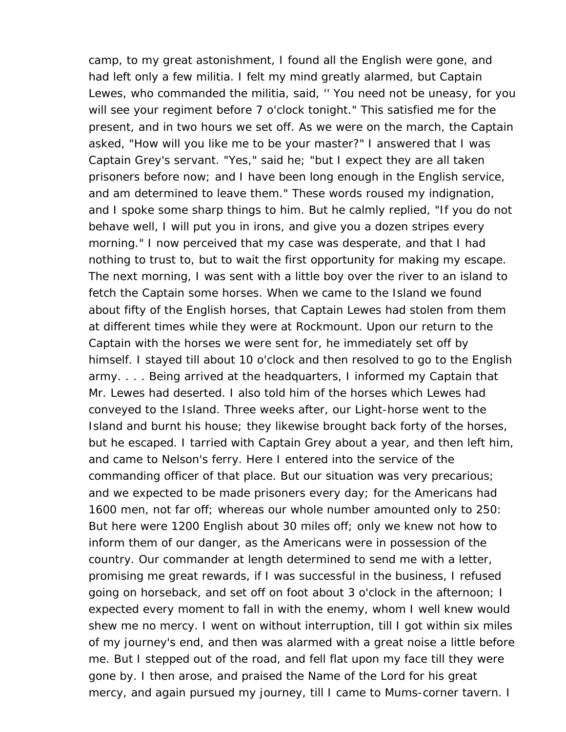camp, to my great astonishment, I found all the English were gone, and had left only a few militia. I felt my mind greatly alarmed, but Captain Lewes, who commanded the militia, said, '' You need not be uneasy, for you will see your regiment before 7 o'clock tonight." This satisfied me for the present, and in two hours we set off. As we were on the march, the Captain asked, "How will you like me to be your master?" I answered that I was Captain Grey's servant. "Yes," said he; "but I expect they are all taken prisoners before now; and I have been long enough in the English service, and am determined to leave them." These words roused my indignation, and I spoke some sharp things to him. But he calmly replied, "If you do not behave well, I will put you in irons, and give you a dozen stripes every morning." I now perceived that my case was desperate, and that I had nothing to trust to, but to wait the first opportunity for making my escape. The next morning, I was sent with a little boy over the river to an island to fetch the Captain some horses. When we came to the Island we found about fifty of the English horses, that Captain Lewes had stolen from them at different times while they were at Rockmount. Upon our return to the Captain with the horses we were sent for, he immediately set off by himself. I stayed till about 10 o'clock and then resolved to go to the English army. . . . Being arrived at the headquarters, I informed my Captain that Mr. Lewes had deserted. I also told him of the horses which Lewes had conveyed to the Island. Three weeks after, our Light-horse went to the Island and burnt his house; they likewise brought back forty of the horses, but he escaped. I tarried with Captain Grey about a year, and then left him, and came to Nelson's ferry. Here I entered into the service of the commanding officer of that place. But our situation was very precarious; and we expected to be made prisoners every day; for the Americans had 1600 men, not far off; whereas our whole number amounted only to 250: But here were 1200 English about 30 miles off; only we knew not how to inform them of our danger, as the Americans were in possession of the country. Our commander at length determined to send me with a letter, promising me great rewards, if I was successful in the business, I refused going on horseback, and set off on foot about 3 o'clock in the afternoon; I expected every moment to fall in with the enemy, whom I well knew would shew me no mercy. I went on without interruption, till I got within six miles of my journey's end, and then was alarmed with a great noise a little before me. But I stepped out of the road, and fell flat upon my face till they were gone by. I then arose, and praised the Name of the Lord for his great mercy, and again pursued my journey, till I came to Mums-corner tavern. I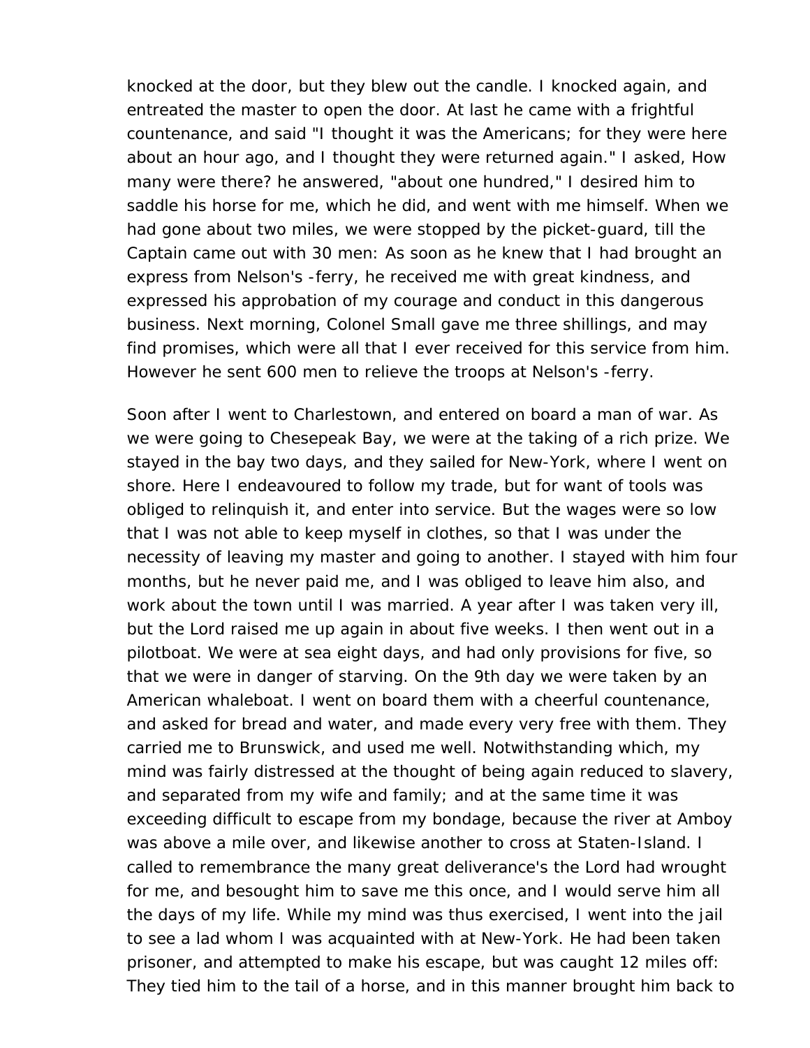knocked at the door, but they blew out the candle. I knocked again, and entreated the master to open the door. At last he came with a frightful countenance, and said "I thought it was the Americans; for they were here about an hour ago, and I thought they were returned again." I asked, How many were there? he answered, "about one hundred," I desired him to saddle his horse for me, which he did, and went with me himself. When we had gone about two miles, we were stopped by the picket-guard, till the Captain came out with 30 men: As soon as he knew that I had brought an express from Nelson's -ferry, he received me with great kindness, and expressed his approbation of my courage and conduct in this dangerous business. Next morning, Colonel Small gave me three shillings, and may find promises, which were all that I ever received for this service from him. However he sent 600 men to relieve the troops at Nelson's -ferry.

Soon after I went to Charlestown, and entered on board a man of war. As we were going to Chesepeak Bay, we were at the taking of a rich prize. We stayed in the bay two days, and they sailed for New-York, where I went on shore. Here I endeavoured to follow my trade, but for want of tools was obliged to relinquish it, and enter into service. But the wages were so low that I was not able to keep myself in clothes, so that I was under the necessity of leaving my master and going to another. I stayed with him four months, but he never paid me, and I was obliged to leave him also, and work about the town until I was married. A year after I was taken very ill, but the Lord raised me up again in about five weeks. I then went out in a pilotboat. We were at sea eight days, and had only provisions for five, so that we were in danger of starving. On the 9th day we were taken by an American whaleboat. I went on board them with a cheerful countenance, and asked for bread and water, and made every very free with them. They carried me to Brunswick, and used me well. Notwithstanding which, my mind was fairly distressed at the thought of being again reduced to slavery, and separated from my wife and family; and at the same time it was exceeding difficult to escape from my bondage, because the river at Amboy was above a mile over, and likewise another to cross at Staten-Island. I called to remembrance the many great deliverance's the Lord had wrought for me, and besought him to save me this once, and I would serve him all the days of my life. While my mind was thus exercised, I went into the jail to see a lad whom I was acquainted with at New-York. He had been taken prisoner, and attempted to make his escape, but was caught 12 miles off: They tied him to the tail of a horse, and in this manner brought him back to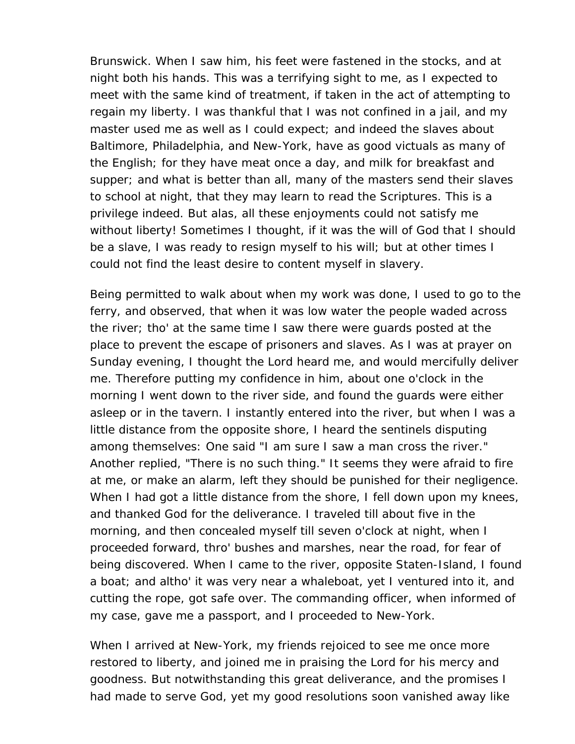Brunswick. When I saw him, his feet were fastened in the stocks, and at night both his hands. This was a terrifying sight to me, as I expected to meet with the same kind of treatment, if taken in the act of attempting to regain my liberty. I was thankful that I was not confined in a jail, and my master used me as well as I could expect; and indeed the slaves about Baltimore, Philadelphia, and New-York, have as good victuals as many of the English; for they have meat once a day, and milk for breakfast and supper; and what is better than all, many of the masters send their slaves to school at night, that they may learn to read the Scriptures. This is a privilege indeed. But alas, all these enjoyments could not satisfy me without liberty! Sometimes I thought, if it was the will of God that I should be a slave, I was ready to resign myself to his will; but at other times I could not find the least desire to content myself in slavery.

Being permitted to walk about when my work was done, I used to go to the ferry, and observed, that when it was low water the people waded across the river; tho' at the same time I saw there were guards posted at the place to prevent the escape of prisoners and slaves. As I was at prayer on Sunday evening, I thought the Lord heard me, and would mercifully deliver me. Therefore putting my confidence in him, about one o'clock in the morning I went down to the river side, and found the guards were either asleep or in the tavern. I instantly entered into the river, but when I was a little distance from the opposite shore, I heard the sentinels disputing among themselves: One said "I am sure I saw a man cross the river." Another replied, "There is no such thing." It seems they were afraid to fire at me, or make an alarm, left they should be punished for their negligence. When I had got a little distance from the shore, I fell down upon my knees, and thanked God for the deliverance. I traveled till about five in the morning, and then concealed myself till seven o'clock at night, when I proceeded forward, thro' bushes and marshes, near the road, for fear of being discovered. When I came to the river, opposite Staten-Island, I found a boat; and altho' it was very near a whaleboat, yet I ventured into it, and cutting the rope, got safe over. The commanding officer, when informed of my case, gave me a passport, and I proceeded to New-York.

When I arrived at New-York, my friends rejoiced to see me once more restored to liberty, and joined me in praising the Lord for his mercy and goodness. But notwithstanding this great deliverance, and the promises I had made to serve God, yet my good resolutions soon vanished away like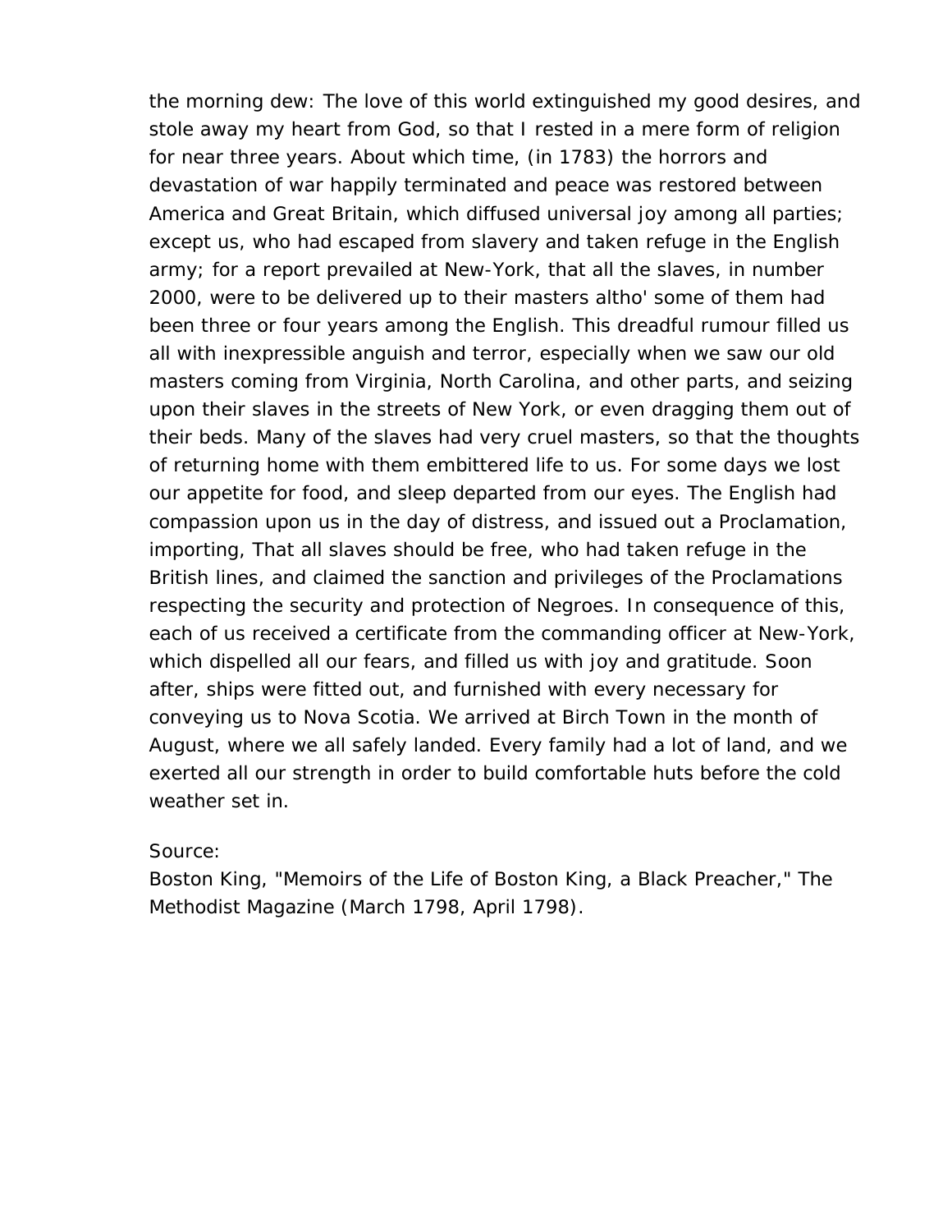the morning dew: The love of this world extinguished my good desires, and stole away my heart from God, so that I rested in a mere form of religion for near three years. About which time, (in 1783) the horrors and devastation of war happily terminated and peace was restored between America and Great Britain, which diffused universal joy among all parties; except us, who had escaped from slavery and taken refuge in the English army; for a report prevailed at New-York, that all the slaves, in number 2000, were to be delivered up to their masters altho' some of them had been three or four years among the English. This dreadful rumour filled us all with inexpressible anguish and terror, especially when we saw our old masters coming from Virginia, North Carolina, and other parts, and seizing upon their slaves in the streets of New York, or even dragging them out of their beds. Many of the slaves had very cruel masters, so that the thoughts of returning home with them embittered life to us. For some days we lost our appetite for food, and sleep departed from our eyes. The English had compassion upon us in the day of distress, and issued out a Proclamation, importing, That all slaves should be free, who had taken refuge in the British lines, and claimed the sanction and privileges of the Proclamations respecting the security and protection of Negroes. In consequence of this, each of us received a certificate from the commanding officer at New-York, which dispelled all our fears, and filled us with joy and gratitude. Soon after, ships were fitted out, and furnished with every necessary for conveying us to Nova Scotia. We arrived at Birch Town in the month of August, where we all safely landed. Every family had a lot of land, and we exerted all our strength in order to build comfortable huts before the cold weather set in.

Source:
Boston King, "Memoirs of the Life of Boston King, a Black Preacher," The Methodist Magazine (March 1798, April 1798).